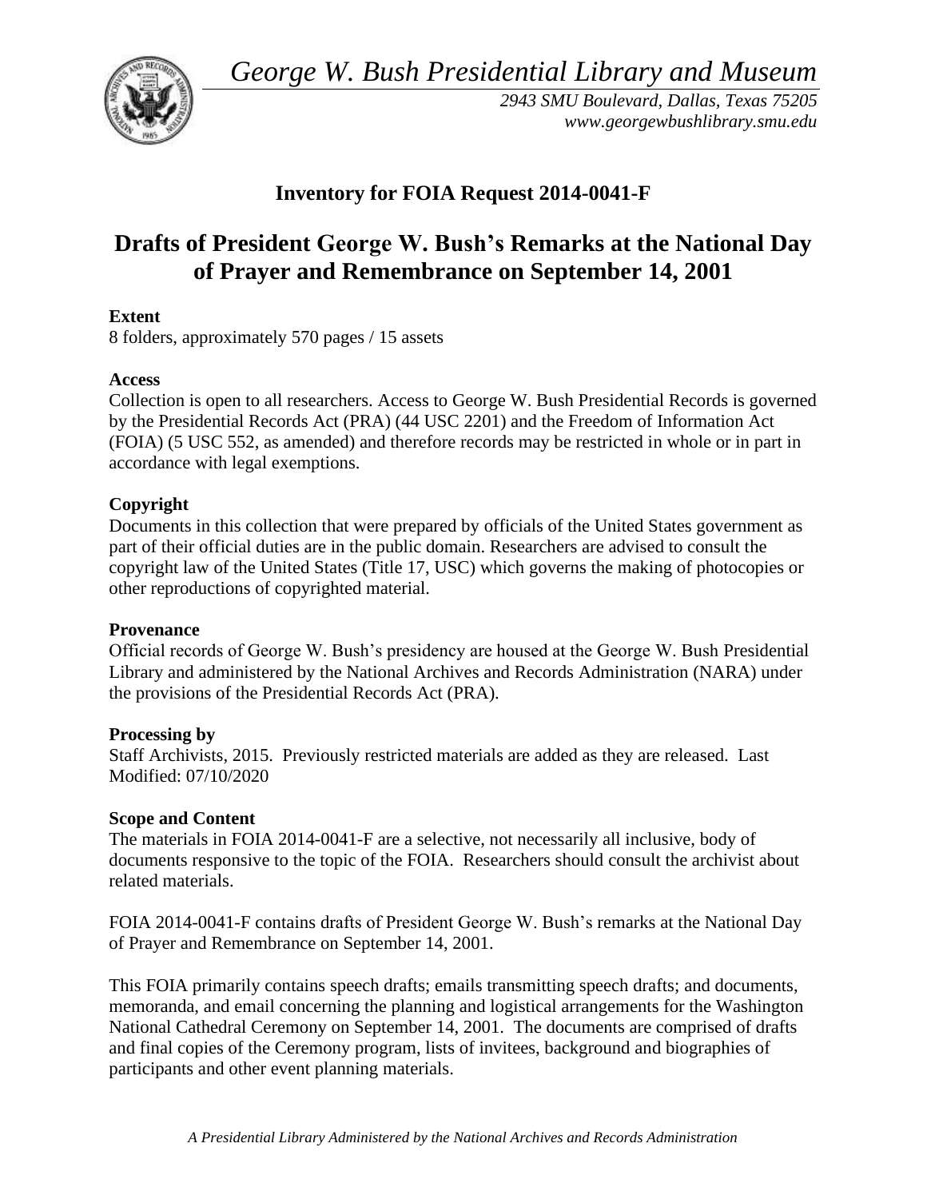*George W. Bush Presidential Library and Museum*

*2943 SMU Boulevard, Dallas, Texas 75205*
*www.georgewbushlibrary.smu.edu*

## Inventory for FOIA Request 2014-0041-F

# Drafts of President George W. Bush's Remarks at the National Day of Prayer and Remembrance on September 14, 2001

**Extent**
8 folders, approximately 570 pages / 15 assets

**Access**
Collection is open to all researchers. Access to George W. Bush Presidential Records is governed by the Presidential Records Act (PRA) (44 USC 2201) and the Freedom of Information Act (FOIA) (5 USC 552, as amended) and therefore records may be restricted in whole or in part in accordance with legal exemptions.

**Copyright**
Documents in this collection that were prepared by officials of the United States government as part of their official duties are in the public domain. Researchers are advised to consult the copyright law of the United States (Title 17, USC) which governs the making of photocopies or other reproductions of copyrighted material.

**Provenance**
Official records of George W. Bush's presidency are housed at the George W. Bush Presidential Library and administered by the National Archives and Records Administration (NARA) under the provisions of the Presidential Records Act (PRA).

**Processing by**
Staff Archivists, 2015. Previously restricted materials are added as they are released. Last Modified: 07/10/2020

**Scope and Content**
The materials in FOIA 2014-0041-F are a selective, not necessarily all inclusive, body of documents responsive to the topic of the FOIA. Researchers should consult the archivist about related materials.

FOIA 2014-0041-F contains drafts of President George W. Bush's remarks at the National Day of Prayer and Remembrance on September 14, 2001.

This FOIA primarily contains speech drafts; emails transmitting speech drafts; and documents, memoranda, and email concerning the planning and logistical arrangements for the Washington National Cathedral Ceremony on September 14, 2001. The documents are comprised of drafts and final copies of the Ceremony program, lists of invitees, background and biographies of participants and other event planning materials.

*A Presidential Library Administered by the National Archives and Records Administration*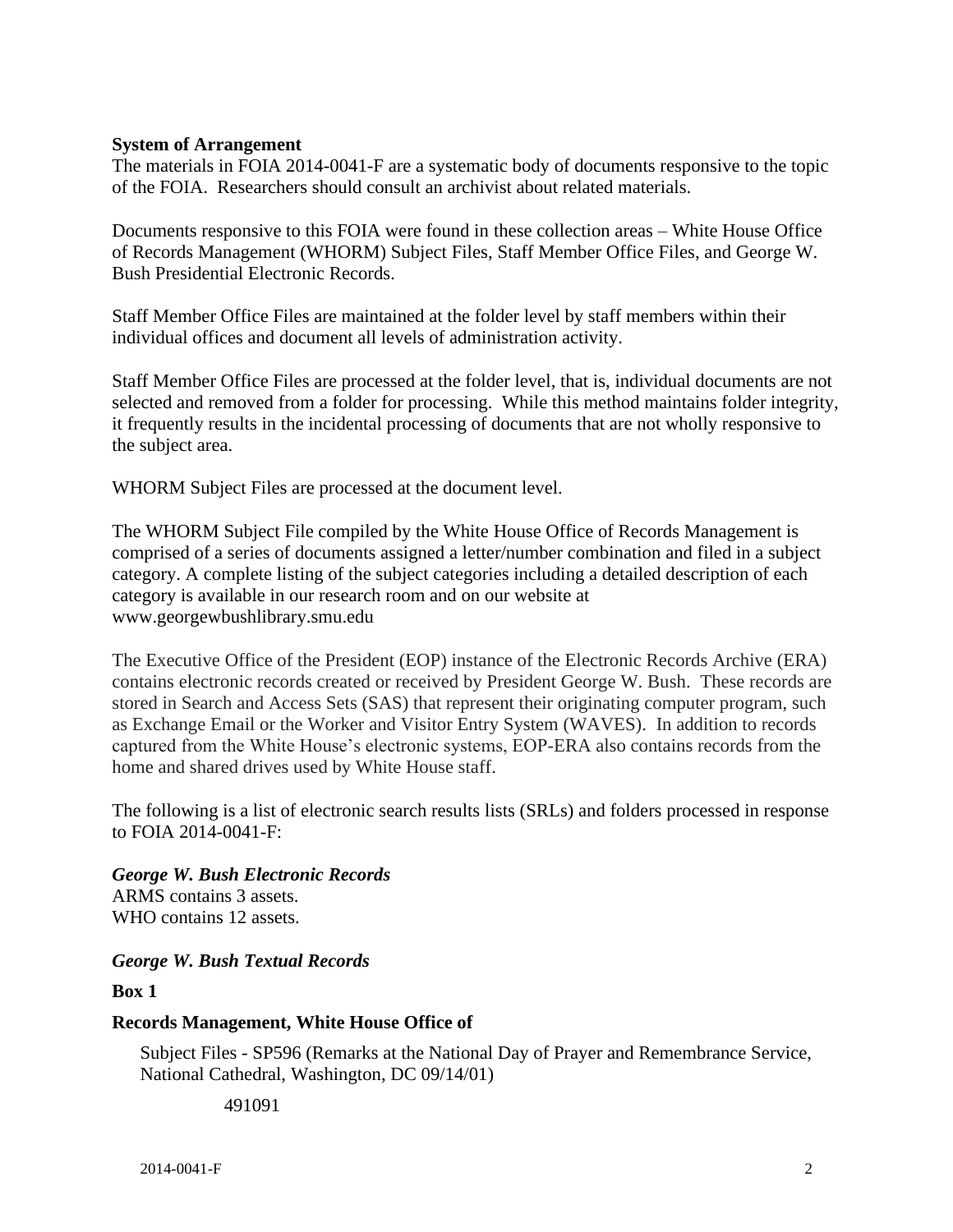**System of Arrangement**

The materials in FOIA 2014-0041-F are a systematic body of documents responsive to the topic of the FOIA. Researchers should consult an archivist about related materials.

Documents responsive to this FOIA were found in these collection areas – White House Office of Records Management (WHORM) Subject Files, Staff Member Office Files, and George W. Bush Presidential Electronic Records.

Staff Member Office Files are maintained at the folder level by staff members within their individual offices and document all levels of administration activity.

Staff Member Office Files are processed at the folder level, that is, individual documents are not selected and removed from a folder for processing. While this method maintains folder integrity, it frequently results in the incidental processing of documents that are not wholly responsive to the subject area.

WHORM Subject Files are processed at the document level.

The WHORM Subject File compiled by the White House Office of Records Management is comprised of a series of documents assigned a letter/number combination and filed in a subject category. A complete listing of the subject categories including a detailed description of each category is available in our research room and on our website at www.georgewbushlibrary.smu.edu

The Executive Office of the President (EOP) instance of the Electronic Records Archive (ERA) contains electronic records created or received by President George W. Bush. These records are stored in Search and Access Sets (SAS) that represent their originating computer program, such as Exchange Email or the Worker and Visitor Entry System (WAVES). In addition to records captured from the White House's electronic systems, EOP-ERA also contains records from the home and shared drives used by White House staff.

The following is a list of electronic search results lists (SRLs) and folders processed in response to FOIA 2014-0041-F:

***George W. Bush Electronic Records***

ARMS contains 3 assets.
WHO contains 12 assets.

***George W. Bush Textual Records***

**Box 1**

**Records Management, White House Office of**

Subject Files - SP596 (Remarks at the National Day of Prayer and Remembrance Service, National Cathedral, Washington, DC 09/14/01)

491091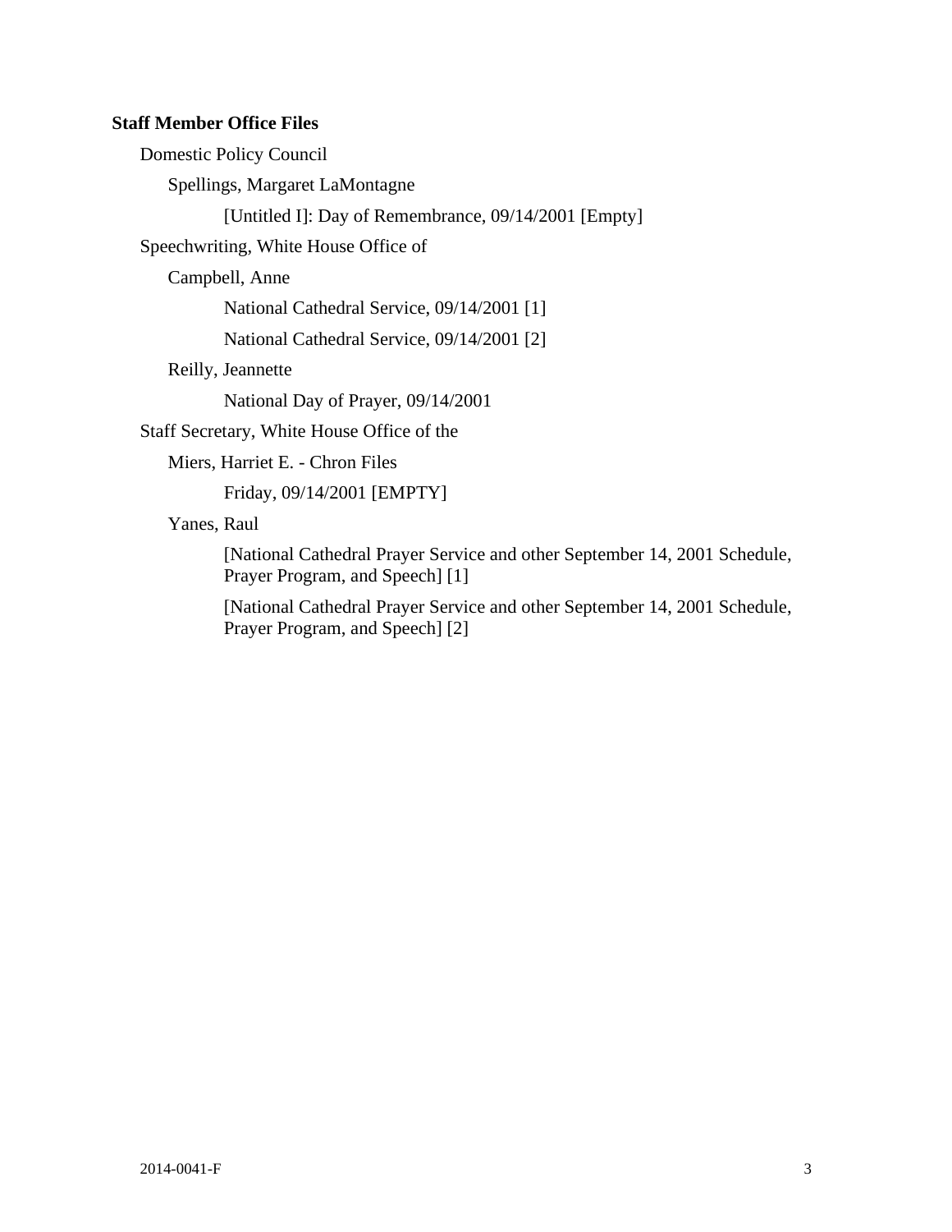**Staff Member Office Files**

- Domestic Policy Council
  - Spellings, Margaret LaMontagne
    - [Untitled I]: Day of Remembrance, 09/14/2001 [Empty]
- Speechwriting, White House Office of
  - Campbell, Anne
    - National Cathedral Service, 09/14/2001 [1]
    - National Cathedral Service, 09/14/2001 [2]
  - Reilly, Jeannette
    - National Day of Prayer, 09/14/2001
- Staff Secretary, White House Office of the
  - Miers, Harriet E. - Chron Files
    - Friday, 09/14/2001 [EMPTY]
  - Yanes, Raul
    - [National Cathedral Prayer Service and other September 14, 2001 Schedule, Prayer Program, and Speech] [1]
    - [National Cathedral Prayer Service and other September 14, 2001 Schedule, Prayer Program, and Speech] [2]